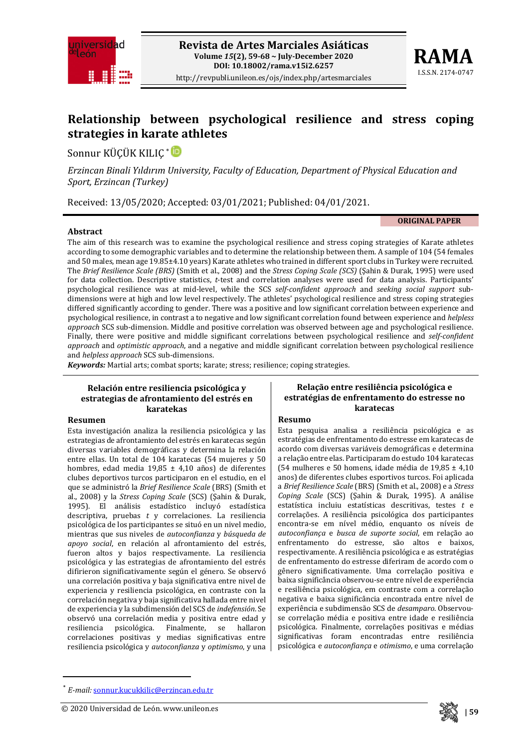# Relationship between psychological resilience and stress coping strategies in karate athletes

Sonnur KÜÇÜK KILIÇ *

*Erzincan Binali Yıldırım University, Faculty of Education, Department of Physical Education and Sport, Erzincan (Turkey)*

Received: 13/05/2020; Accepted: 03/01/2021; Published: 04/01/2021.

**ORIGINAL PAPER**

## Abstract

The aim of this research was to examine the psychological resilience and stress coping strategies of Karate athletes according to some demographic variables and to determine the relationship between them. A sample of 104 (54 females and 50 males, mean age 19.85±4.10 years) Karate athletes who trained in different sport clubs in Turkey were recruited. The *Brief Resilience Scale (BRS)* (Smith et al., 2008) and the *Stress Coping Scale (SCS)* (Şahin & Durak, 1995) were used for data collection. Descriptive statistics, *t*-test and correlation analyses were used for data analysis. Participants' psychological resilience was at mid-level, while the SCS *self-confident approach* and *seeking social support* sub-dimensions were at high and low level respectively. The athletes' psychological resilience and stress coping strategies differed significantly according to gender. There was a positive and low significant correlation between experience and psychological resilience, in contrast a to negative and low significant correlation found between experience and *helpless approach* SCS sub-dimension. Middle and positive correlation was observed between age and psychological resilience. Finally, there were positive and middle significant correlations between psychological resilience and *self-confident approach* and *optimistic approach*, and a negative and middle significant correlation between psychological resilience and *helpless approach* SCS sub-dimensions.

***Keywords:*** Martial arts; combat sports; karate; stress; resilience; coping strategies.

## Relación entre resiliencia psicológica y estrategias de afrontamiento del estrés en karatekas

### Resumen

Esta investigación analiza la resiliencia psicológica y las estrategias de afrontamiento del estrés en karatecas según diversas variables demográficas y determina la relación entre ellas. Un total de 104 karatecas (54 mujeres y 50 hombres, edad media 19,85 ± 4,10 años) de diferentes clubes deportivos turcos participaron en el estudio, en el que se administró la *Brief Resilience Scale* (BRS) (Smith et al., 2008) y la *Stress Coping Scale* (SCS) (Şahin & Durak, 1995). El análisis estadístico incluyó estadística descriptiva, pruebas *t* y correlaciones. La resiliencia psicológica de los participantes se situó en un nivel medio, mientras que sus niveles de *autoconfianza* y *búsqueda de apoyo social*, en relación al afrontamiento del estrés, fueron altos y bajos respectivamente. La resiliencia psicológica y las estrategias de afrontamiento del estrés difirieron significativamente según el género. Se observó una correlación positiva y baja significativa entre nivel de experiencia y resiliencia psicológica, en contraste con la correlación negativa y baja significativa hallada entre nivel de experiencia y la subdimensión del SCS de *indefensión*. Se observó una correlación media y positiva entre edad y resiliencia psicológica. Finalmente, se hallaron correlaciones positivas y medias significativas entre resiliencia psicológica y *autoconfianza* y *optimismo*, y una

## Relação entre resiliência psicológica e estratégias de enfrentamento do estresse no karatecas

### Resumo

Esta pesquisa analisa a resiliência psicológica e as estratégias de enfrentamento do estresse em karatecas de acordo com diversas variáveis demográficas e determina a relação entre elas. Participaram do estudo 104 karatecas (54 mulheres e 50 homens, idade média de 19,85 ± 4,10 anos) de diferentes clubes esportivos turcos. Foi aplicada a *Brief Resilience Scale* (BRS) (Smith et al., 2008) e a *Stress Coping Scale* (SCS) (Şahin & Durak, 1995). A análise estatística incluiu estatísticas descritivas, testes *t* e correlações. A resiliência psicológica dos participantes encontra-se em nível médio, enquanto os níveis de *autoconfiança* e *busca de suporte social*, em relação ao enfrentamento do estresse, são altos e baixos, respectivamente. A resiliência psicológica e as estratégias de enfrentamento do estresse diferiram de acordo com o gênero significativamente. Uma correlação positiva e baixa significância observou-se entre nível de experiência e resiliência psicológica, em contraste com a correlação negativa e baixa significância encontrada entre nível de experiência e subdimensão SCS de *desamparo*. Observou-se correlação média e positiva entre idade e resiliência psicológica. Finalmente, correlações positivas e médias significativas foram encontradas entre resiliência psicológica e *autoconfiança* e *otimismo*, e uma correlação

---

\* *E-mail:* sonnur.kucukkilic@erzincan.edu.tr

© 2020 Universidad de León. www.unileon.es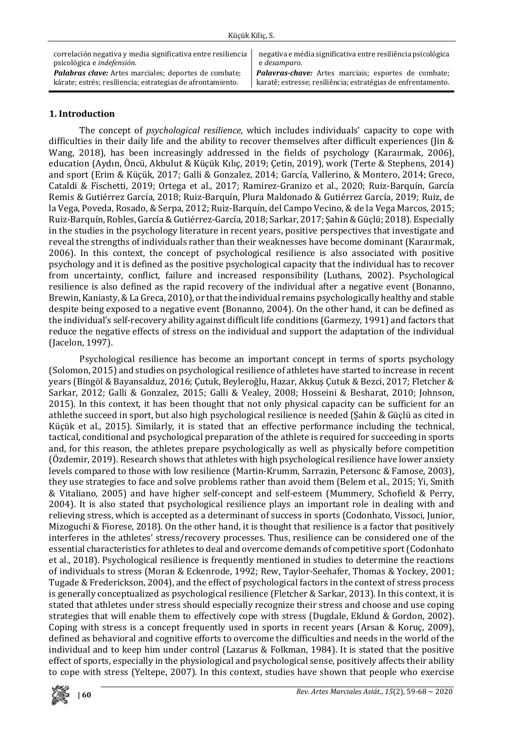correlación negativa y media significativa entre resiliencia psicológica e *indefensión*.

***Palabras clave:*** Artes marciales; deportes de combate; kárate; estrés; resiliencia; estrategias de afrontamiento.

negativa e média significativa entre resiliência psicológica e *desamparo*.

***Palavras-chave:*** Artes marciais; esportes de combate; karatê; estresse; resiliência; estratégias de enfrentamento.

## 1. Introduction

The concept of *psychological resilience*, which includes individuals' capacity to cope with difficulties in their daily life and the ability to recover themselves after difficult experiences (Jin & Wang, 2018), has been increasingly addressed in the fields of psychology (Karaırmak, 2006), education (Aydın, Öncü, Akbulut & Küçük Kılıç, 2019; Çetin, 2019), work (Terte & Stephens, 2014) and sport (Erim & Küçük, 2017; Galli & Gonzalez, 2014; García, Vallerino, & Montero, 2014; Greco, Cataldi & Fischetti, 2019; Ortega et al., 2017; Ramirez-Granizo et al., 2020; Ruiz-Barquín, García Remis & Gutiérrez García, 2018; Ruiz-Barquín, Plura Maldonado & Gutiérrez García, 2019; Ruiz, de la Vega, Poveda, Rosado, & Serpa, 2012; Ruiz-Barquín, del Campo Vecino, & de la Vega Marcos, 2015; Ruiz-Barquín, Robles, García & Gutiérrez-García, 2018; Sarkar, 2017; Şahin & Güçlü; 2018). Especially in the studies in the psychology literature in recent years, positive perspectives that investigate and reveal the strengths of individuals rather than their weaknesses have become dominant (Karaırmak, 2006). In this context, the concept of psychological resilience is also associated with positive psychology and it is defined as the positive psychological capacity that the individual has to recover from uncertainty, conflict, failure and increased responsibility (Luthans, 2002). Psychological resilience is also defined as the rapid recovery of the individual after a negative event (Bonanno, Brewin, Kaniasty, & La Greca, 2010), or that the individual remains psychologically healthy and stable despite being exposed to a negative event (Bonanno, 2004). On the other hand, it can be defined as the individual's self-recovery ability against difficult life conditions (Garmezy, 1991) and factors that reduce the negative effects of stress on the individual and support the adaptation of the individual (Jacelon, 1997).

Psychological resilience has become an important concept in terms of sports psychology (Solomon, 2015) and studies on psychological resilience of athletes have started to increase in recent years (Bingöl & Bayansalduz, 2016; Çutuk, Beyleroğlu, Hazar, Akkuş Çutuk & Bezci, 2017; Fletcher & Sarkar, 2012; Galli & Gonzalez, 2015; Galli & Vealey, 2008; Hosseini & Besharat, 2010; Johnson, 2015). In this context, it has been thought that not only physical capacity can be sufficient for an athlethe succeed in sport, but also high psychological resilience is needed (Şahin & Güçlü as cited in Küçük et al., 2015). Similarly, it is stated that an effective performance including the technical, tactical, conditional and psychological preparation of the athlete is required for succeeding in sports and, for this reason, the athletes prepare psychologically as well as physically before competition (Özdemir, 2019). Research shows that athletes with high psychological resilience have lower anxiety levels compared to those with low resilience (Martin-Krumm, Sarrazin, Petersonc & Famose, 2003), they use strategies to face and solve problems rather than avoid them (Belem et al., 2015; Yi, Smith & Vitaliano, 2005) and have higher self-concept and self-esteem (Mummery, Schofield & Perry, 2004). It is also stated that psychological resilience plays an important role in dealing with and relieving stress, which is accepted as a determinant of success in sports (Codonhato, Vissoci, Junior, Mizoguchi & Fiorese, 2018). On the other hand, it is thought that resilience is a factor that positively interferes in the athletes' stress/recovery processes. Thus, resilience can be considered one of the essential characteristics for athletes to deal and overcome demands of competitive sport (Codonhato et al., 2018). Psychological resilience is frequently mentioned in studies to determine the reactions of individuals to stress (Moran & Eckenrode, 1992; Rew, Taylor-Seehafer, Thomas & Yockey, 2001; Tugade & Frederickson, 2004), and the effect of psychological factors in the context of stress process is generally conceptualized as psychological resilience (Fletcher & Sarkar, 2013). In this context, it is stated that athletes under stress should especially recognize their stress and choose and use coping strategies that will enable them to effectively cope with stress (Dugdale, Eklund & Gordon, 2002). Coping with stress is a concept frequently used in sports in recent years (Arsan & Koruç, 2009), defined as behavioral and cognitive efforts to overcome the difficulties and needs in the world of the individual and to keep him under control (Lazarus & Folkman, 1984). It is stated that the positive effect of sports, especially in the physiological and psychological sense, positively affects their ability to cope with stress (Yeltepe, 2007). In this context, studies have shown that people who exercise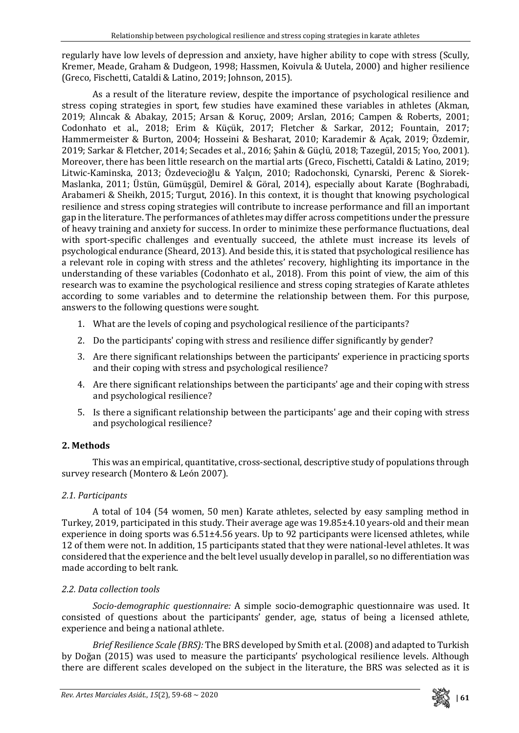regularly have low levels of depression and anxiety, have higher ability to cope with stress (Scully, Kremer, Meade, Graham & Dudgeon, 1998; Hassmen, Koivula & Uutela, 2000) and higher resilience (Greco, Fischetti, Cataldi & Latino, 2019; Johnson, 2015).

As a result of the literature review, despite the importance of psychological resilience and stress coping strategies in sport, few studies have examined these variables in athletes (Akman, 2019; Alıncak & Abakay, 2015; Arsan & Koruç, 2009; Arslan, 2016; Campen & Roberts, 2001; Codonhato et al., 2018; Erim & Küçük, 2017; Fletcher & Sarkar, 2012; Fountain, 2017; Hammermeister & Burton, 2004; Hosseini & Besharat, 2010; Karademir & Açak, 2019; Özdemir, 2019; Sarkar & Fletcher, 2014; Secades et al., 2016; Şahin & Güçlü, 2018; Tazegül, 2015; Yoo, 2001). Moreover, there has been little research on the martial arts (Greco, Fischetti, Cataldi & Latino, 2019; Litwic-Kaminska, 2013; Özdevecioğlu & Yalçın, 2010; Radochonski, Cynarski, Perenc & Siorek-Maslanka, 2011; Üstün, Gümüşgül, Demirel & Göral, 2014), especially about Karate (Boghrabadi, Arabameri & Sheikh, 2015; Turgut, 2016). In this context, it is thought that knowing psychological resilience and stress coping strategies will contribute to increase performance and fill an important gap in the literature. The performances of athletes may differ across competitions under the pressure of heavy training and anxiety for success. In order to minimize these performance fluctuations, deal with sport-specific challenges and eventually succeed, the athlete must increase its levels of psychological endurance (Sheard, 2013). And beside this, it is stated that psychological resilience has a relevant role in coping with stress and the athletes' recovery, highlighting its importance in the understanding of these variables (Codonhato et al., 2018). From this point of view, the aim of this research was to examine the psychological resilience and stress coping strategies of Karate athletes according to some variables and to determine the relationship between them. For this purpose, answers to the following questions were sought.

1. What are the levels of coping and psychological resilience of the participants?
2. Do the participants' coping with stress and resilience differ significantly by gender?
3. Are there significant relationships between the participants' experience in practicing sports and their coping with stress and psychological resilience?
4. Are there significant relationships between the participants' age and their coping with stress and psychological resilience?
5. Is there a significant relationship between the participants' age and their coping with stress and psychological resilience?

## 2. Methods

This was an empirical, quantitative, cross-sectional, descriptive study of populations through survey research (Montero & León 2007).

### *2.1. Participants*

A total of 104 (54 women, 50 men) Karate athletes, selected by easy sampling method in Turkey, 2019, participated in this study. Their average age was 19.85±4.10 years-old and their mean experience in doing sports was 6.51±4.56 years. Up to 92 participants were licensed athletes, while 12 of them were not. In addition, 15 participants stated that they were national-level athletes. It was considered that the experience and the belt level usually develop in parallel, so no differentiation was made according to belt rank.

### *2.2. Data collection tools*

*Socio-demographic questionnaire:* A simple socio-demographic questionnaire was used. It consisted of questions about the participants' gender, age, status of being a licensed athlete, experience and being a national athlete.

*Brief Resilience Scale (BRS):* The BRS developed by Smith et al. (2008) and adapted to Turkish by Doğan (2015) was used to measure the participants' psychological resilience levels. Although there are different scales developed on the subject in the literature, the BRS was selected as it is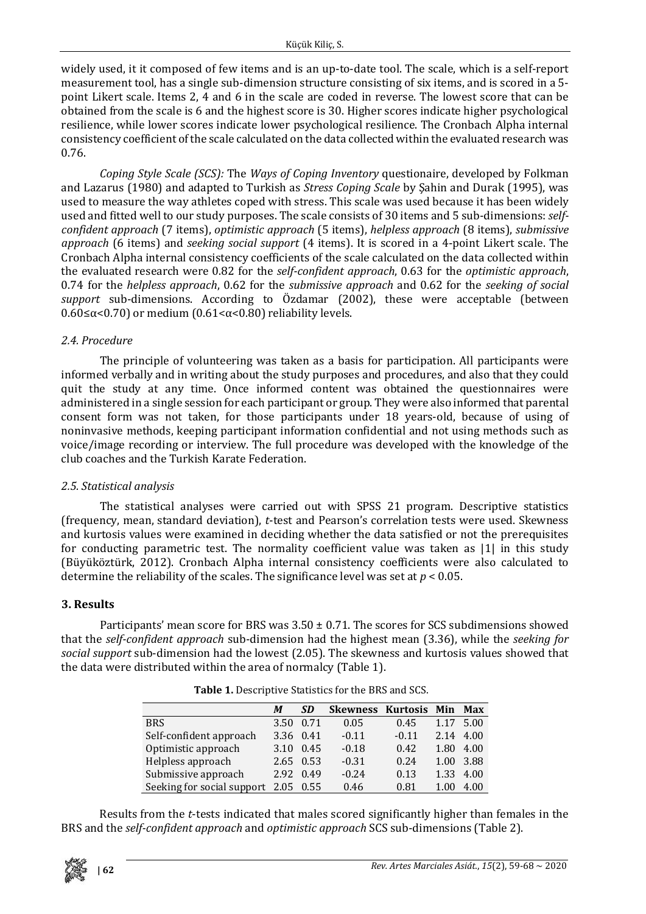widely used, it composed of few items and is an up-to-date tool. The scale, which is a self-report measurement tool, has a single sub-dimension structure consisting of six items, and is scored in a 5-point Likert scale. Items 2, 4 and 6 in the scale are coded in reverse. The lowest score that can be obtained from the scale is 6 and the highest score is 30. Higher scores indicate higher psychological resilience, while lower scores indicate lower psychological resilience. The Cronbach Alpha internal consistency coefficient of the scale calculated on the data collected within the evaluated research was 0.76.

*Coping Style Scale (SCS):* The *Ways of Coping Inventory* questionaire, developed by Folkman and Lazarus (1980) and adapted to Turkish as *Stress Coping Scale* by Şahin and Durak (1995), was used to measure the way athletes coped with stress. This scale was used because it has been widely used and fitted well to our study purposes. The scale consists of 30 items and 5 sub-dimensions: *self-confident approach* (7 items), *optimistic approach* (5 items), *helpless approach* (8 items), *submissive approach* (6 items) and *seeking social support* (4 items). It is scored in a 4-point Likert scale. The Cronbach Alpha internal consistency coefficients of the scale calculated on the data collected within the evaluated research were 0.82 for the *self-confident approach*, 0.63 for the *optimistic approach*, 0.74 for the *helpless approach*, 0.62 for the *submissive approach* and 0.62 for the *seeking of social support* sub-dimensions. According to Özdamar (2002), these were acceptable (between $0.60 \leq \alpha < 0.70$) or medium ($0.61 < \alpha < 0.80$) reliability levels.

### *2.4. Procedure*

The principle of volunteering was taken as a basis for participation. All participants were informed verbally and in writing about the study purposes and procedures, and also that they could quit the study at any time. Once informed content was obtained the questionnaires were administered in a single session for each participant or group. They were also informed that parental consent form was not taken, for those participants under 18 years-old, because of using of noninvasive methods, keeping participant information confidential and not using methods such as voice/image recording or interview. The full procedure was developed with the knowledge of the club coaches and the Turkish Karate Federation.

### *2.5. Statistical analysis*

The statistical analyses were carried out with SPSS 21 program. Descriptive statistics (frequency, mean, standard deviation), *t*-test and Pearson's correlation tests were used. Skewness and kurtosis values were examined in deciding whether the data satisfied or not the prerequisites for conducting parametric test. The normality coefficient value was taken as |1| in this study (Büyüköztürk, 2012). Cronbach Alpha internal consistency coefficients were also calculated to determine the reliability of the scales. The significance level was set at $p < 0.05$.

## **3. Results**

Participants' mean score for BRS was 3.50 ± 0.71. The scores for SCS subdimensions showed that the *self-confident approach* sub-dimension had the highest mean (3.36), while the *seeking for social support* sub-dimension had the lowest (2.05). The skewness and kurtosis values showed that the data were distributed within the area of normalcy (Table 1).

**Table 1.** Descriptive Statistics for the BRS and SCS.

| | *M* | *SD* | Skewness | Kurtosis | Min | Max |
|---|---|---|---|---|---|---|
| BRS | 3.50 | 0.71 | 0.05 | 0.45 | 1.17 | 5.00 |
| Self-confident approach | 3.36 | 0.41 | -0.11 | -0.11 | 2.14 | 4.00 |
| Optimistic approach | 3.10 | 0.45 | -0.18 | 0.42 | 1.80 | 4.00 |
| Helpless approach | 2.65 | 0.53 | -0.31 | 0.24 | 1.00 | 3.88 |
| Submissive approach | 2.92 | 0.49 | -0.24 | 0.13 | 1.33 | 4.00 |
| Seeking for social support | 2.05 | 0.55 | 0.46 | 0.81 | 1.00 | 4.00 |

Results from the *t*-tests indicated that males scored significantly higher than females in the BRS and the *self-confident approach* and *optimistic approach* SCS sub-dimensions (Table 2).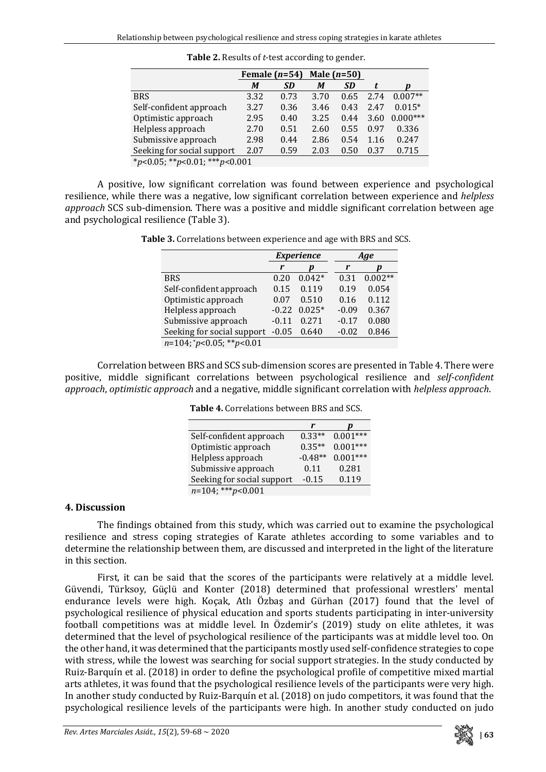**Table 2.** Results of *t*-test according to gender.

| | Female ($n$=54) | | Male ($n$=50) | | | |
|---|---|---|---|---|---|---|
| | *M* | *SD* | *M* | *SD* | *t* | *p* |
| BRS | 3.32 | 0.73 | 3.70 | 0.65 | 2.74 | 0.007** |
| Self-confident approach | 3.27 | 0.36 | 3.46 | 0.43 | 2.47 | 0.015* |
| Optimistic approach | 2.95 | 0.40 | 3.25 | 0.44 | 3.60 | 0.000*** |
| Helpless approach | 2.70 | 0.51 | 2.60 | 0.55 | 0.97 | 0.336 |
| Submissive approach | 2.98 | 0.44 | 2.86 | 0.54 | 1.16 | 0.247 |
| Seeking for social support | 2.07 | 0.59 | 2.03 | 0.50 | 0.37 | 0.715 |

*$p$<0.05; **$p$<0.01; ***$p$<0.001

A positive, low significant correlation was found between experience and psychological resilience, while there was a negative, low significant correlation between experience and *helpless approach* SCS sub-dimension. There was a positive and middle significant correlation between age and psychological resilience (Table 3).

**Table 3.** Correlations between experience and age with BRS and SCS.

| | *Experience* | | *Age* | |
|---|---|---|---|---|
| | *r* | *p* | *r* | *p* |
| BRS | 0.20 | 0.042* | 0.31 | 0.002** |
| Self-confident approach | 0.15 | 0.119 | 0.19 | 0.054 |
| Optimistic approach | 0.07 | 0.510 | 0.16 | 0.112 |
| Helpless approach | -0.22 | 0.025* | -0.09 | 0.367 |
| Submissive approach | -0.11 | 0.271 | -0.17 | 0.080 |
| Seeking for social support | -0.05 | 0.640 | -0.02 | 0.846 |

$n$=104; *$p$<0.05; **$p$<0.01

Correlation between BRS and SCS sub-dimension scores are presented in Table 4. There were positive, middle significant correlations between psychological resilience and *self-confident approach*, *optimistic approach* and a negative, middle significant correlation with *helpless approach*.

**Table 4.** Correlations between BRS and SCS.

| | *r* | *p* |
|---|---|---|
| Self-confident approach | 0.33** | 0.001*** |
| Optimistic approach | 0.35** | 0.001*** |
| Helpless approach | -0.48** | 0.001*** |
| Submissive approach | 0.11 | 0.281 |
| Seeking for social support | -0.15 | 0.119 |

$n$=104; ***$p$<0.001

## 4. Discussion

The findings obtained from this study, which was carried out to examine the psychological resilience and stress coping strategies of Karate athletes according to some variables and to determine the relationship between them, are discussed and interpreted in the light of the literature in this section.

First, it can be said that the scores of the participants were relatively at a middle level. Güvendi, Türksoy, Güçlü and Konter (2018) determined that professional wrestlers' mental endurance levels were high. Koçak, Atlı Özbaş and Gürhan (2017) found that the level of psychological resilience of physical education and sports students participating in inter-university football competitions was at middle level. In Özdemir's (2019) study on elite athletes, it was determined that the level of psychological resilience of the participants was at middle level too. On the other hand, it was determined that the participants mostly used self-confidence strategies to cope with stress, while the lowest was searching for social support strategies. In the study conducted by Ruiz-Barquín et al. (2018) in order to define the psychological profile of competitive mixed martial arts athletes, it was found that the psychological resilience levels of the participants were very high. In another study conducted by Ruiz-Barquín et al. (2018) on judo competitors, it was found that the psychological resilience levels of the participants were high. In another study conducted on judo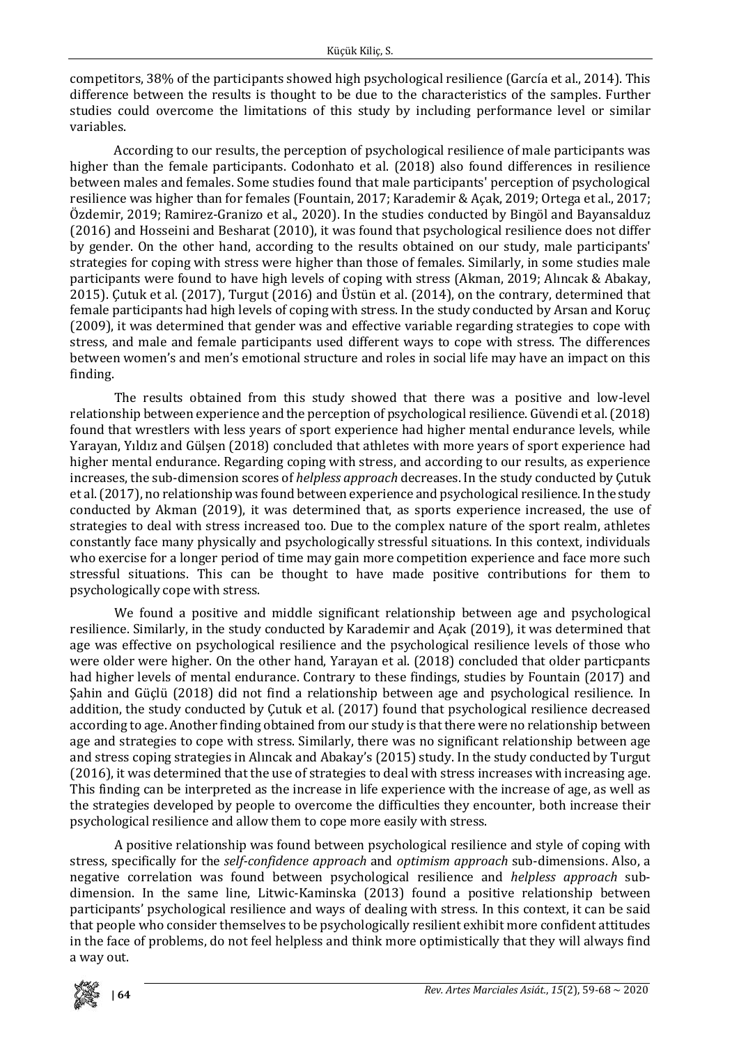competitors, 38% of the participants showed high psychological resilience (García et al., 2014). This difference between the results is thought to be due to the characteristics of the samples. Further studies could overcome the limitations of this study by including performance level or similar variables.

According to our results, the perception of psychological resilience of male participants was higher than the female participants. Codonhato et al. (2018) also found differences in resilience between males and females. Some studies found that male participants' perception of psychological resilience was higher than for females (Fountain, 2017; Karademir & Açak, 2019; Ortega et al., 2017; Özdemir, 2019; Ramirez-Granizo et al., 2020). In the studies conducted by Bingöl and Bayansalduz (2016) and Hosseini and Besharat (2010), it was found that psychological resilience does not differ by gender. On the other hand, according to the results obtained on our study, male participants' strategies for coping with stress were higher than those of females. Similarly, in some studies male participants were found to have high levels of coping with stress (Akman, 2019; Alıncak & Abakay, 2015). Çutuk et al. (2017), Turgut (2016) and Üstün et al. (2014), on the contrary, determined that female participants had high levels of coping with stress. In the study conducted by Arsan and Koruç (2009), it was determined that gender was and effective variable regarding strategies to cope with stress, and male and female participants used different ways to cope with stress. The differences between women's and men's emotional structure and roles in social life may have an impact on this finding.

The results obtained from this study showed that there was a positive and low-level relationship between experience and the perception of psychological resilience. Güvendi et al. (2018) found that wrestlers with less years of sport experience had higher mental endurance levels, while Yarayan, Yıldız and Gülşen (2018) concluded that athletes with more years of sport experience had higher mental endurance. Regarding coping with stress, and according to our results, as experience increases, the sub-dimension scores of *helpless approach* decreases. In the study conducted by Çutuk et al. (2017), no relationship was found between experience and psychological resilience. In the study conducted by Akman (2019), it was determined that, as sports experience increased, the use of strategies to deal with stress increased too. Due to the complex nature of the sport realm, athletes constantly face many physically and psychologically stressful situations. In this context, individuals who exercise for a longer period of time may gain more competition experience and face more such stressful situations. This can be thought to have made positive contributions for them to psychologically cope with stress.

We found a positive and middle significant relationship between age and psychological resilience. Similarly, in the study conducted by Karademir and Açak (2019), it was determined that age was effective on psychological resilience and the psychological resilience levels of those who were older were higher. On the other hand, Yarayan et al. (2018) concluded that older particpants had higher levels of mental endurance. Contrary to these findings, studies by Fountain (2017) and Şahin and Güçlü (2018) did not find a relationship between age and psychological resilience. In addition, the study conducted by Çutuk et al. (2017) found that psychological resilience decreased according to age. Another finding obtained from our study is that there were no relationship between age and strategies to cope with stress. Similarly, there was no significant relationship between age and stress coping strategies in Alıncak and Abakay's (2015) study. In the study conducted by Turgut (2016), it was determined that the use of strategies to deal with stress increases with increasing age. This finding can be interpreted as the increase in life experience with the increase of age, as well as the strategies developed by people to overcome the difficulties they encounter, both increase their psychological resilience and allow them to cope more easily with stress.

A positive relationship was found between psychological resilience and style of coping with stress, specifically for the *self-confidence approach* and *optimism approach* sub-dimensions. Also, a negative correlation was found between psychological resilience and *helpless approach* sub-dimension. In the same line, Litwic-Kaminska (2013) found a positive relationship between participants' psychological resilience and ways of dealing with stress. In this context, it can be said that people who consider themselves to be psychologically resilient exhibit more confident attitudes in the face of problems, do not feel helpless and think more optimistically that they will always find a way out.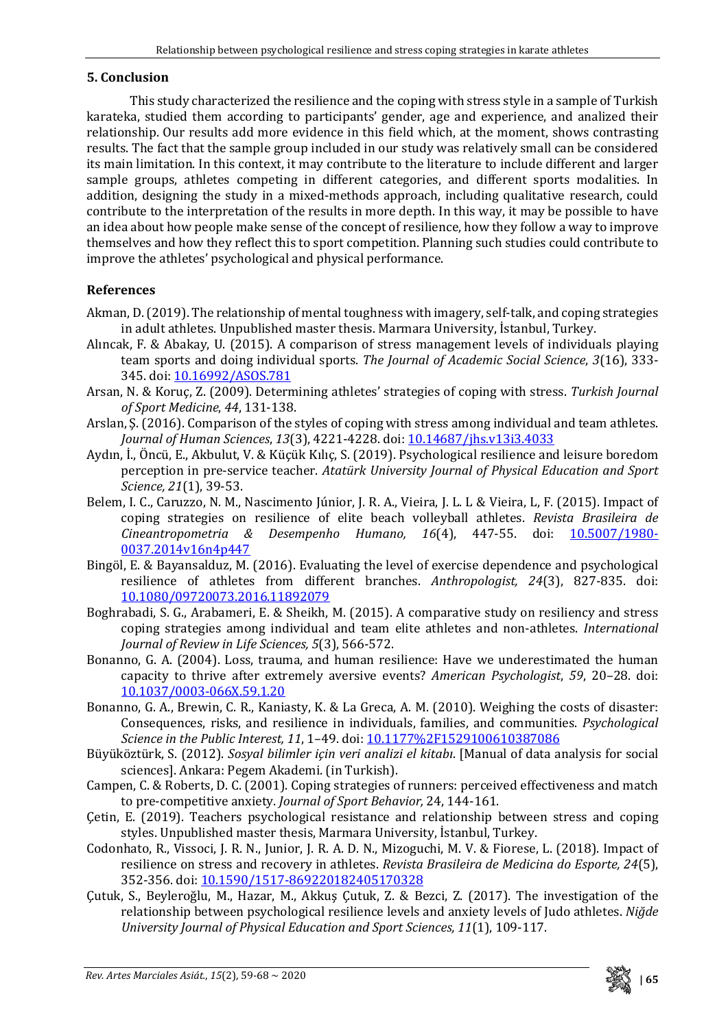## 5. Conclusion

This study characterized the resilience and the coping with stress style in a sample of Turkish karateka, studied them according to participants' gender, age and experience, and analized their relationship. Our results add more evidence in this field which, at the moment, shows contrasting results. The fact that the sample group included in our study was relatively small can be considered its main limitation. In this context, it may contribute to the literature to include different and larger sample groups, athletes competing in different categories, and different sports modalities. In addition, designing the study in a mixed-methods approach, including qualitative research, could contribute to the interpretation of the results in more depth. In this way, it may be possible to have an idea about how people make sense of the concept of resilience, how they follow a way to improve themselves and how they reflect this to sport competition. Planning such studies could contribute to improve the athletes' psychological and physical performance.

## References

Akman, D. (2019). The relationship of mental toughness with imagery, self-talk, and coping strategies in adult athletes. Unpublished master thesis. Marmara University, İstanbul, Turkey.

Alıncak, F. & Abakay, U. (2015). A comparison of stress management levels of individuals playing team sports and doing individual sports. *The Journal of Academic Social Science*, *3*(16), 333-345. doi: 10.16992/ASOS.781

Arsan, N. & Koruç, Z. (2009). Determining athletes' strategies of coping with stress. *Turkish Journal of Sport Medicine*, *44*, 131-138.

Arslan, Ş. (2016). Comparison of the styles of coping with stress among individual and team athletes. *Journal of Human Sciences*, *13*(3), 4221-4228. doi: 10.14687/jhs.v13i3.4033

Aydın, İ., Öncü, E., Akbulut, V. & Küçük Kılıç, S. (2019). Psychological resilience and leisure boredom perception in pre-service teacher. *Atatürk University Journal of Physical Education and Sport Science, 21*(1), 39-53.

Belem, I. C., Caruzzo, N. M., Nascimento Júnior, J. R. A., Vieira, J. L. L & Vieira, L, F. (2015). Impact of coping strategies on resilience of elite beach volleyball athletes. *Revista Brasileira de Cineantropometria & Desempenho Humano, 16*(4), 447-55. doi: 10.5007/1980-0037.2014v16n4p447

Bingöl, E. & Bayansalduz, M. (2016). Evaluating the level of exercise dependence and psychological resilience of athletes from different branches. *Anthropologist, 24*(3), 827-835. doi: 10.1080/09720073.2016.11892079

Boghrabadi, S. G., Arabameri, E. & Sheikh, M. (2015). A comparative study on resiliency and stress coping strategies among individual and team elite athletes and non-athletes. *International Journal of Review in Life Sciences, 5*(3), 566-572.

Bonanno, G. A. (2004). Loss, trauma, and human resilience: Have we underestimated the human capacity to thrive after extremely aversive events? *American Psychologist*, *59*, 20–28. doi: 10.1037/0003-066X.59.1.20

Bonanno, G. A., Brewin, C. R., Kaniasty, K. & La Greca, A. M. (2010). Weighing the costs of disaster: Consequences, risks, and resilience in individuals, families, and communities. *Psychological Science in the Public Interest, 11*, 1–49. doi: 10.1177%2F1529100610387086

Büyüköztürk, S. (2012). *Sosyal bilimler için veri analizi el kitabı*. [Manual of data analysis for social sciences]. Ankara: Pegem Akademi. (in Turkish).

Campen, C. & Roberts, D. C. (2001). Coping strategies of runners: perceived effectiveness and match to pre-competitive anxiety. *Journal of Sport Behavior,* 24, 144-161.

Çetin, E. (2019). Teachers psychological resistance and relationship between stress and coping styles. Unpublished master thesis, Marmara University, İstanbul, Turkey.

Codonhato, R., Vissoci, J. R. N., Junior, J. R. A. D. N., Mizoguchi, M. V. & Fiorese, L. (2018). Impact of resilience on stress and recovery in athletes. *Revista Brasileira de Medicina do Esporte, 24*(5), 352-356. doi: 10.1590/1517-869220182405170328

Çutuk, S., Beyleroğlu, M., Hazar, M., Akkuş Çutuk, Z. & Bezci, Z. (2017). The investigation of the relationship between psychological resilience levels and anxiety levels of Judo athletes. *Niğde University Journal of Physical Education and Sport Sciences, 11*(1), 109-117.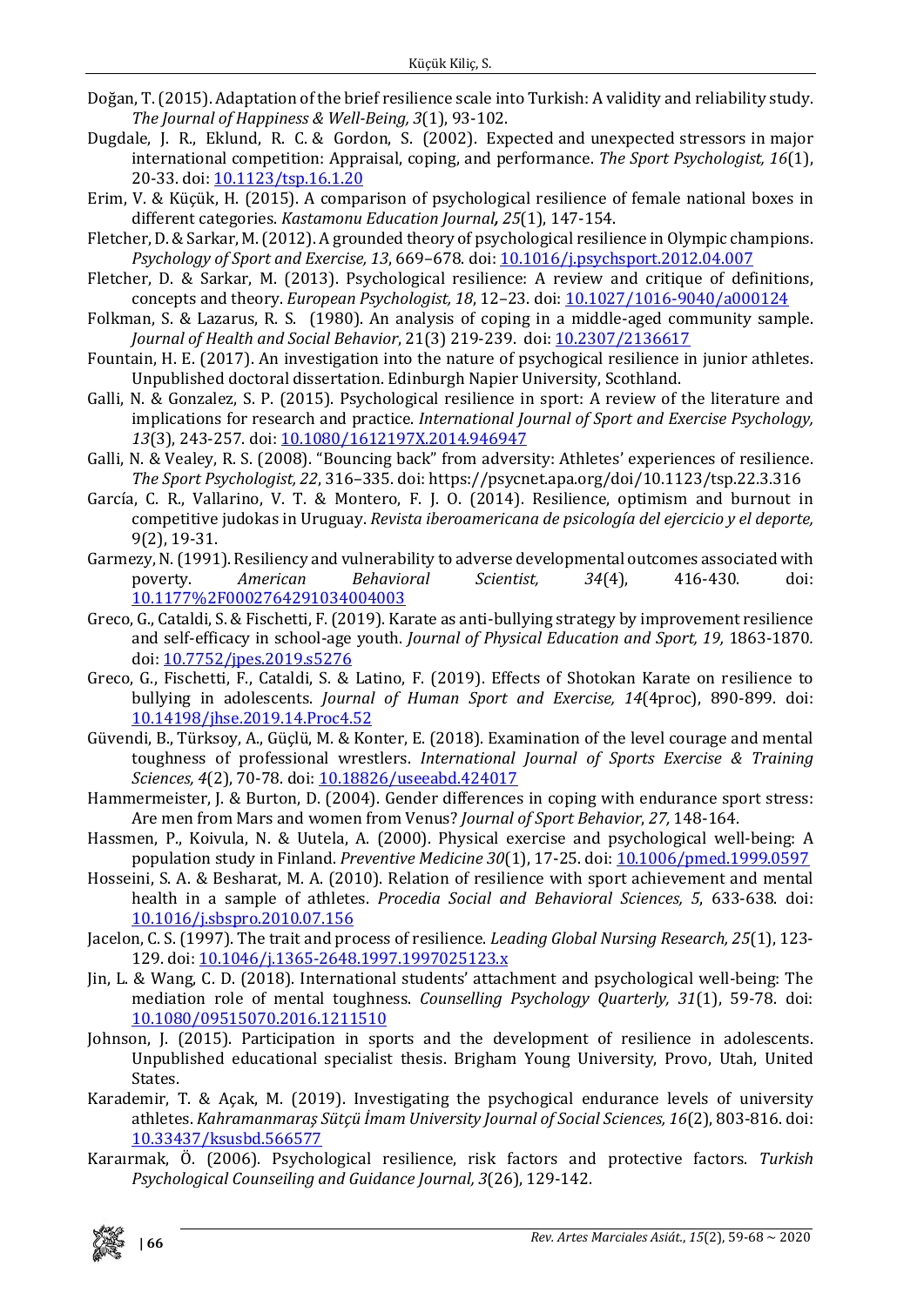Doğan, T. (2015). Adaptation of the brief resilience scale into Turkish: A validity and reliability study. *The Journal of Happiness & Well-Being, 3*(1), 93-102.

Dugdale, J. R., Eklund, R. C. & Gordon, S. (2002). Expected and unexpected stressors in major international competition: Appraisal, coping, and performance. *The Sport Psychologist, 16*(1), 20-33. doi: 10.1123/tsp.16.1.20

Erim, V. & Küçük, H. (2015). A comparison of psychological resilience of female national boxes in different categories. *Kastamonu Education Journal, 25*(1), 147-154.

Fletcher, D. & Sarkar, M. (2012). A grounded theory of psychological resilience in Olympic champions. *Psychology of Sport and Exercise, 13*, 669–678. doi: 10.1016/j.psychsport.2012.04.007

Fletcher, D. & Sarkar, M. (2013). Psychological resilience: A review and critique of definitions, concepts and theory. *European Psychologist, 18*, 12–23. doi: 10.1027/1016-9040/a000124

Folkman, S. & Lazarus, R. S. (1980). An analysis of coping in a middle-aged community sample. *Journal of Health and Social Behavior*, 21(3) 219-239. doi: 10.2307/2136617

Fountain, H. E. (2017). An investigation into the nature of psychological resilience in junior athletes. Unpublished doctoral dissertation. Edinburgh Napier University, Scothland.

Galli, N. & Gonzalez, S. P. (2015). Psychological resilience in sport: A review of the literature and implications for research and practice. *International Journal of Sport and Exercise Psychology, 13*(3), 243-257. doi: 10.1080/1612197X.2014.946947

Galli, N. & Vealey, R. S. (2008). "Bouncing back" from adversity: Athletes' experiences of resilience. *The Sport Psychologist, 22*, 316–335. doi: https://psycnet.apa.org/doi/10.1123/tsp.22.3.316

García, C. R., Vallarino, V. T. & Montero, F. J. O. (2014). Resilience, optimism and burnout in competitive judokas in Uruguay. *Revista iberoamericana de psicología del ejercicio y el deporte,* 9(2), 19-31.

Garmezy, N. (1991). Resiliency and vulnerability to adverse developmental outcomes associated with poverty. *American Behavioral Scientist, 34*(4), 416-430. doi: 10.1177%2F0002764291034004003

Greco, G., Cataldi, S. & Fischetti, F. (2019). Karate as anti-bullying strategy by improvement resilience and self-efficacy in school-age youth. *Journal of Physical Education and Sport, 19,* 1863-1870. doi: 10.7752/jpes.2019.s5276

Greco, G., Fischetti, F., Cataldi, S. & Latino, F. (2019). Effects of Shotokan Karate on resilience to bullying in adolescents. *Journal of Human Sport and Exercise, 14*(4proc), 890-899. doi: 10.14198/jhse.2019.14.Proc4.52

Güvendi, B., Türksoy, A., Güçlü, M. & Konter, E. (2018). Examination of the level courage and mental toughness of professional wrestlers. *International Journal of Sports Exercise & Training Sciences, 4*(2), 70-78. doi: 10.18826/useeabd.424017

Hammermeister, J. & Burton, D. (2004). Gender differences in coping with endurance sport stress: Are men from Mars and women from Venus? *Journal of Sport Behavior*, *27,* 148-164.

Hassmen, P., Koivula, N. & Uutela, A. (2000). Physical exercise and psychological well-being: A population study in Finland. *Preventive Medicine 30*(1), 17-25. doi: 10.1006/pmed.1999.0597

Hosseini, S. A. & Besharat, M. A. (2010). Relation of resilience with sport achievement and mental health in a sample of athletes. *Procedia Social and Behavioral Sciences, 5*, 633-638. doi: 10.1016/j.sbspro.2010.07.156

Jacelon, C. S. (1997). The trait and process of resilience. *Leading Global Nursing Research, 25*(1), 123-129. doi: 10.1046/j.1365-2648.1997.1997025123.x

Jin, L. & Wang, C. D. (2018). International students' attachment and psychological well-being: The mediation role of mental toughness. *Counselling Psychology Quarterly, 31*(1), 59-78. doi: 10.1080/09515070.2016.1211510

Johnson, J. (2015). Participation in sports and the development of resilience in adolescents. Unpublished educational specialist thesis. Brigham Young University, Provo, Utah, United States.

Karademir, T. & Açak, M. (2019). Investigating the psychogical endurance levels of university athletes. *Kahramanmaraş Sütçü İmam University Journal of Social Sciences, 16*(2), 803-816. doi: 10.33437/ksusbd.566577

Karaırmak, Ö. (2006). Psychological resilience, risk factors and protective factors. *Turkish Psychological Counseiling and Guidance Journal, 3*(26), 129-142.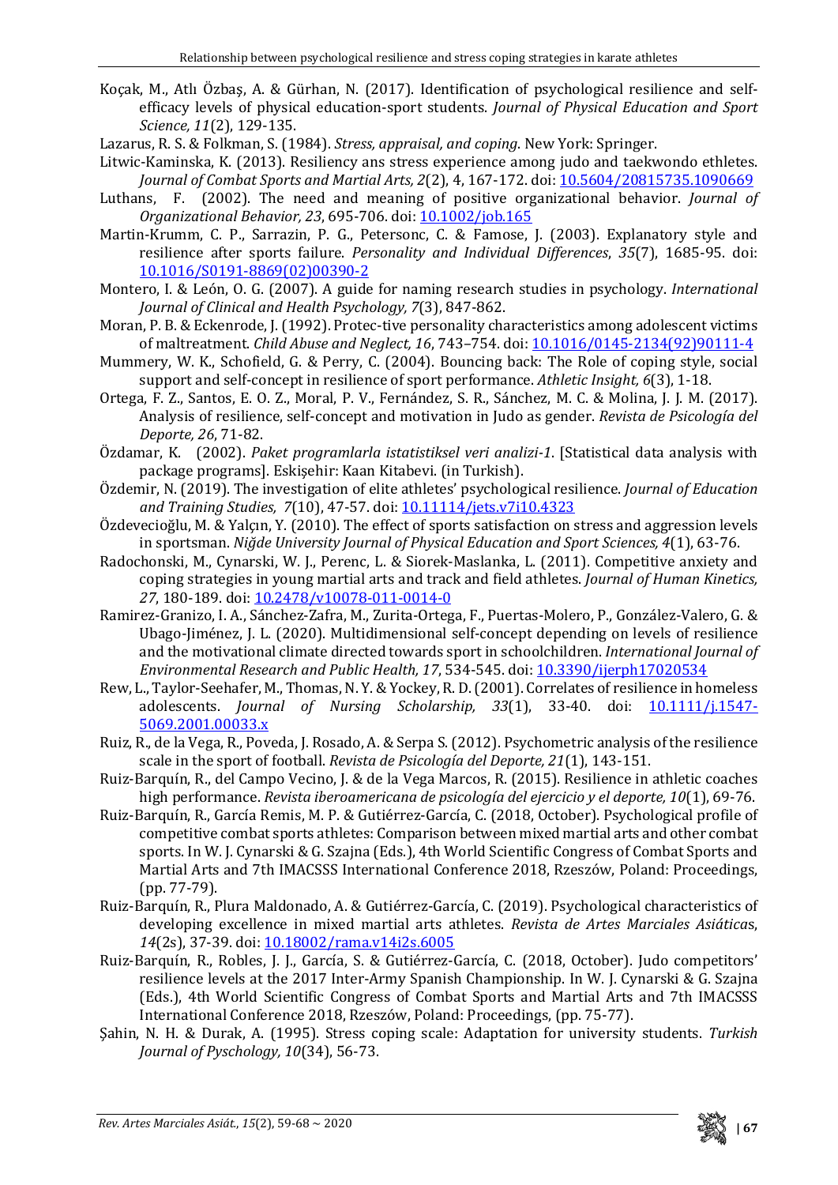Koçak, M., Atlı Özbaş, A. & Gürhan, N. (2017). Identification of psychological resilience and self-efficacy levels of physical education-sport students. *Journal of Physical Education and Sport Science, 11*(2), 129-135.

Lazarus, R. S. & Folkman, S. (1984). *Stress, appraisal, and coping*. New York: Springer.

Litwic-Kaminska, K. (2013). Resiliency ans stress experience among judo and taekwondo etheletes. *Journal of Combat Sports and Martial Arts, 2*(2), 4, 167-172. doi: 10.5604/20815735.1090669

Luthans, F. (2002). The need and meaning of positive organizational behavior. *Journal of Organizational Behavior, 23*, 695-706. doi: 10.1002/job.165

Martin-Krumm, C. P., Sarrazin, P. G., Petersonc, C. & Famose, J. (2003). Explanatory style and resilience after sports failure. *Personality and Individual Differences*, *35*(7), 1685-95. doi: 10.1016/S0191-8869(02)00390-2

Montero, I. & León, O. G. (2007). A guide for naming research studies in psychology. *International Journal of Clinical and Health Psychology, 7*(3), 847-862.

Moran, P. B. & Eckenrode, J. (1992). Protec-tive personality characteristics among adolescent victims of maltreatment. *Child Abuse and Neglect, 16*, 743–754. doi: 10.1016/0145-2134(92)90111-4

Mummery, W. K., Schofield, G. & Perry, C. (2004). Bouncing back: The Role of coping style, social support and self-concept in resilience of sport performance. *Athletic Insight, 6*(3), 1-18.

Ortega, F. Z., Santos, E. O. Z., Moral, P. V., Fernández, S. R., Sánchez, M. C. & Molina, J. J. M. (2017). Analysis of resilience, self-concept and motivation in Judo as gender. *Revista de Psicología del Deporte, 26*, 71-82.

Özdamar, K. (2002). *Paket programlarla istatistiksel veri analizi-1*. [Statistical data analysis with package programs]. Eskişehir: Kaan Kitabevi. (in Turkish).

Özdemir, N. (2019). The investigation of elite athletes' psychological resilience. *Journal of Education and Training Studies, 7*(10), 47-57. doi: 10.11114/jets.v7i10.4323

Özdevecioğlu, M. & Yalçın, Y. (2010). The effect of sports satisfaction on stress and aggression levels in sportsman. *Niğde University Journal of Physical Education and Sport Sciences, 4*(1), 63-76.

Radochonski, M., Cynarski, W. J., Perenc, L. & Siorek-Maslanka, L. (2011). Competitive anxiety and coping strategies in young martial arts and track and field athletes. *Journal of Human Kinetics, 27*, 180-189. doi: 10.2478/v10078-011-0014-0

Ramirez-Granizo, I. A., Sánchez-Zafra, M., Zurita-Ortega, F., Puertas-Molero, P., González-Valero, G. & Ubago-Jiménez, J. L. (2020). Multidimensional self-concept depending on levels of resilience and the motivational climate directed towards sport in schoolchildren. *International Journal of Environmental Research and Public Health, 17*, 534-545. doi: 10.3390/ijerph17020534

Rew, L., Taylor-Seehafer, M., Thomas, N. Y. & Yockey, R. D. (2001). Correlates of resilience in homeless adolescents. *Journal of Nursing Scholarship, 33*(1), 33-40. doi: 10.1111/j.1547-5069.2001.00033.x

Ruiz, R., de la Vega, R., Poveda, J. Rosado, A. & Serpa S. (2012). Psychometric analysis of the resilience scale in the sport of football. *Revista de Psicología del Deporte, 21*(1), 143-151.

Ruiz-Barquín, R., del Campo Vecino, J. & de la Vega Marcos, R. (2015). Resilience in athletic coaches high performance. *Revista iberoamericana de psicología del ejercicio y el deporte, 10*(1), 69-76.

Ruiz-Barquín, R., García Remis, M. P. & Gutiérrez-García, C. (2018, October). Psychological profile of competitive combat sports athletes: Comparison between mixed martial arts and other combat sports. In W. J. Cynarski & G. Szajna (Eds.), 4th World Scientific Congress of Combat Sports and Martial Arts and 7th IMACSSS International Conference 2018, Rzeszów, Poland: Proceedings, (pp. 77-79).

Ruiz-Barquín, R., Plura Maldonado, A. & Gutiérrez-García, C. (2019). Psychological characteristics of developing excellence in mixed martial arts athletes. *Revista de Artes Marciales Asiáticas*, *14*(2s), 37-39. doi: 10.18002/rama.v14i2s.6005

Ruiz-Barquín, R., Robles, J. J., García, S. & Gutiérrez-García, C. (2018, October). Judo competitors' resilience levels at the 2017 Inter-Army Spanish Championship. In W. J. Cynarski & G. Szajna (Eds.), 4th World Scientific Congress of Combat Sports and Martial Arts and 7th IMACSSS International Conference 2018, Rzeszów, Poland: Proceedings, (pp. 75-77).

Şahin, N. H. & Durak, A. (1995). Stress coping scale: Adaptation for university students. *Turkish Journal of Pyschology, 10*(34), 56-73.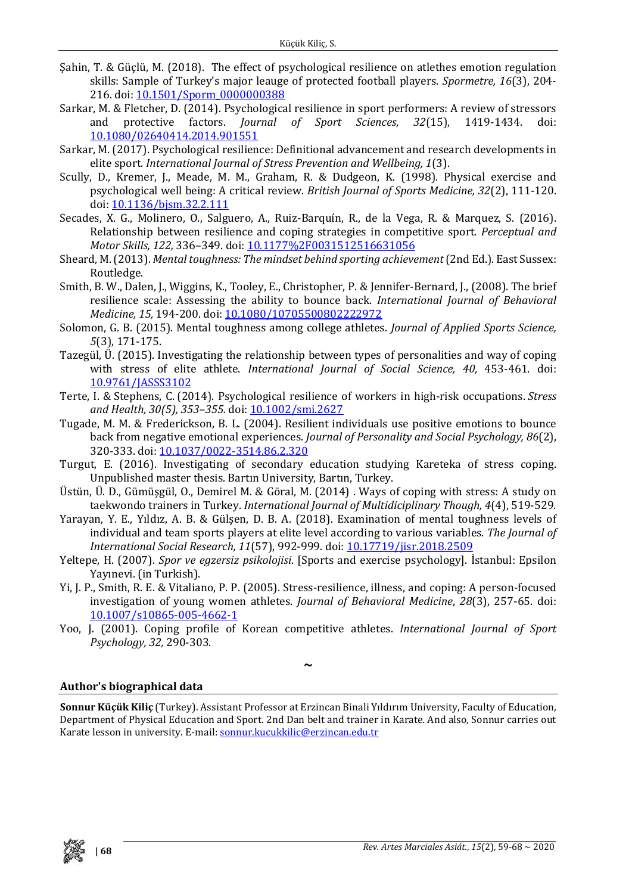Şahin, T. & Güçlü, M. (2018). The effect of psychological resilience on atlethes emotion regulation skills: Sample of Turkey's major leauge of protected football players. *Spormetre, 16*(3), 204-216. doi: 10.1501/Sporm_0000000388

Sarkar, M. & Fletcher, D. (2014). Psychological resilience in sport performers: A review of stressors and protective factors. *Journal of Sport Sciences*, *32*(15), 1419-1434. doi: 10.1080/02640414.2014.901551

Sarkar, M. (2017). Psychological resilience: Definitional advancement and research developments in elite sport. *International Journal of Stress Prevention and Wellbeing, 1*(3).

Scully, D., Kremer, J., Meade, M. M., Graham, R. & Dudgeon, K. (1998). Physical exercise and psychological well being: A critical review. *British Journal of Sports Medicine, 32*(2), 111-120. doi: 10.1136/bjsm.32.2.111

Secades, X. G., Molinero, O., Salguero, A., Ruiz-Barquín, R., de la Vega, R. & Marquez, S. (2016). Relationship between resilience and coping strategies in competitive sport. *Perceptual and Motor Skills, 122,* 336–349. doi: 10.1177%2F0031512516631056

Sheard, M. (2013). *Mental toughness: The mindset behind sporting achievement* (2nd Ed.). East Sussex: Routledge.

Smith, B. W., Dalen, J., Wiggins, K., Tooley, E., Christopher, P. & Jennifer-Bernard, J., (2008). The brief resilience scale: Assessing the ability to bounce back. *International Journal of Behavioral Medicine, 15,* 194-200. doi: 10.1080/10705500802222972

Solomon, G. B. (2015). Mental toughness among college athletes. *Journal of Applied Sports Science, 5*(3), 171-175.

Tazegül, Ü. (2015). Investigating the relationship between types of personalities and way of coping with stress of elite athlete. *International Journal of Social Science, 40,* 453-461. doi: 10.9761/JASSS3102

Terte, I. & Stephens, C. (2014). Psychological resilience of workers in high-risk occupations. *Stress and Health, 30(5), 353–355.* doi: 10.1002/smi.2627

Tugade, M. M. & Frederickson, B. L. (2004). Resilient individuals use positive emotions to bounce back from negative emotional experiences. *Journal of Personality and Social Psychology, 86*(2), 320-333. doi: 10.1037/0022-3514.86.2.320

Turgut, E. (2016). Investigating of secondary education studying Kareteka of stress coping. Unpublished master thesis. Bartın University, Bartın, Turkey.

Üstün, Ü. D., Gümüşgül, O., Demirel M. & Göral, M. (2014) . Ways of coping with stress: A study on taekwondo trainers in Turkey. *International Journal of Multidiciplinary Though, 4*(4), 519-529.

Yarayan, Y. E., Yıldız, A. B. & Gülşen, D. B. A. (2018). Examination of mental toughness levels of individual and team sports players at elite level according to various variables. *The Journal of International Social Research, 11*(57), 992-999. doi: 10.17719/jisr.2018.2509

Yeltepe, H. (2007). *Spor ve egzersiz psikolojisi*. [Sports and exercise psychology]. İstanbul: Epsilon Yayınevi. (in Turkish).

Yi, J. P., Smith, R. E. & Vitaliano, P. P. (2005). Stress-resilience, illness, and coping: A person-focused investigation of young women athletes. *Journal of Behavioral Medicine*, *28*(3), 257-65. doi: 10.1007/s10865-005-4662-1

Yoo, J. (2001). Coping profile of Korean competitive athletes. *International Journal of Sport Psychology, 32,* 290-303.

~

## Author's biographical data

**Sonnur Küçük Kiliç** (Turkey). Assistant Professor at Erzincan Binali Yıldırım University, Faculty of Education, Department of Physical Education and Sport. 2nd Dan belt and trainer in Karate. And also, Sonnur carries out Karate lesson in university. E-mail: sonnur.kucukkilic@erzincan.edu.tr